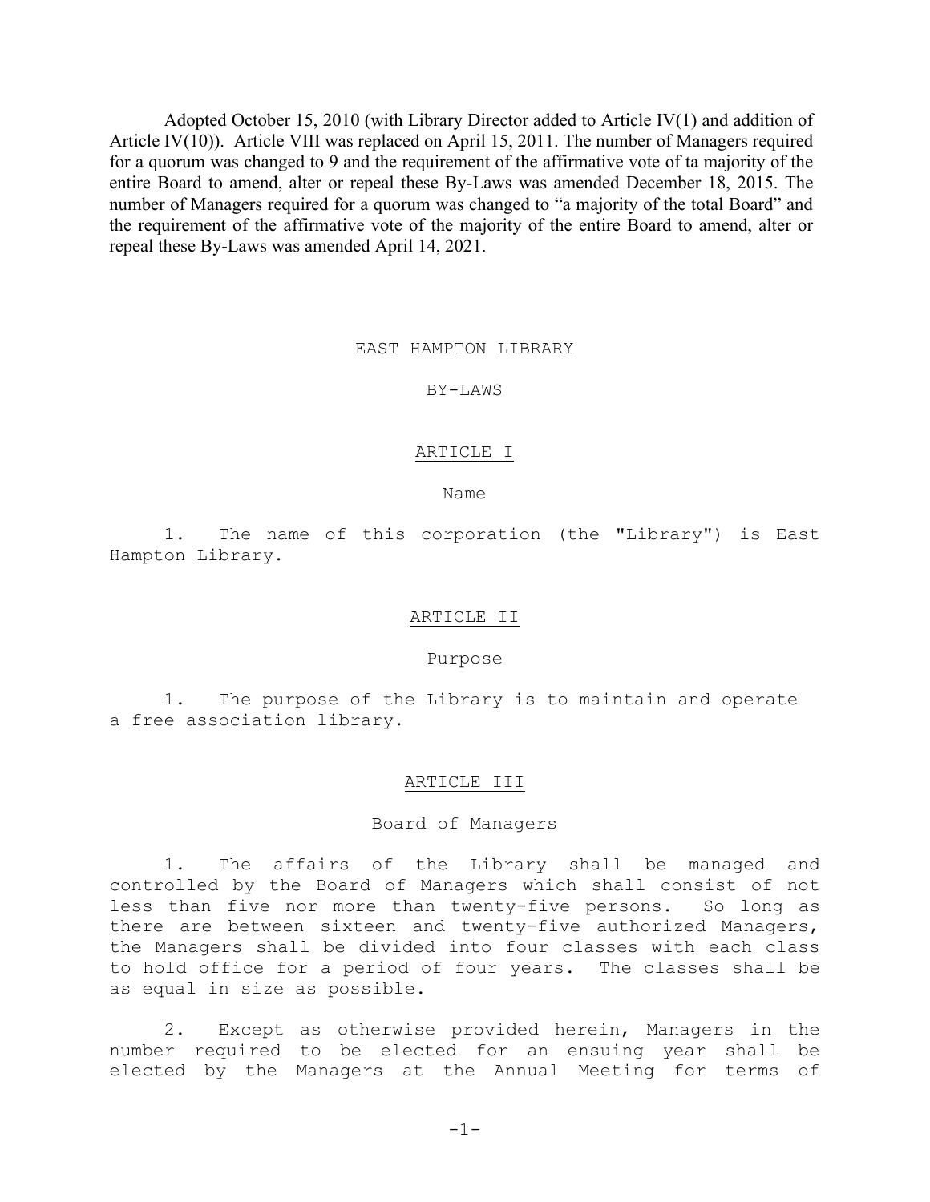Adopted October 15, 2010 (with Library Director added to Article IV(1) and addition of Article IV(10)). Article VIII was replaced on April 15, 2011. The number of Managers required for a quorum was changed to 9 and the requirement of the affirmative vote of ta majority of the entire Board to amend, alter or repeal these By-Laws was amended December 18, 2015. The number of Managers required for a quorum was changed to "a majority of the total Board" and the requirement of the affirmative vote of the majority of the entire Board to amend, alter or repeal these By-Laws was amended April 14, 2021.

# EAST HAMPTON LIBRARY

# BY-LAWS

## ARTICLE I

### Name

1. The name of this corporation (the "Library") is East Hampton Library.

## ARTICLE II

### Purpose

1. The purpose of the Library is to maintain and operate a free association library.

## ARTICLE III

### Board of Managers

1. The affairs of the Library shall be managed and controlled by the Board of Managers which shall consist of not less than five nor more than twenty-five persons. So long as there are between sixteen and twenty-five authorized Managers, the Managers shall be divided into four classes with each class to hold office for a period of four years. The classes shall be as equal in size as possible.

2. Except as otherwise provided herein, Managers in the number required to be elected for an ensuing year shall be elected by the Managers at the Annual Meeting for terms of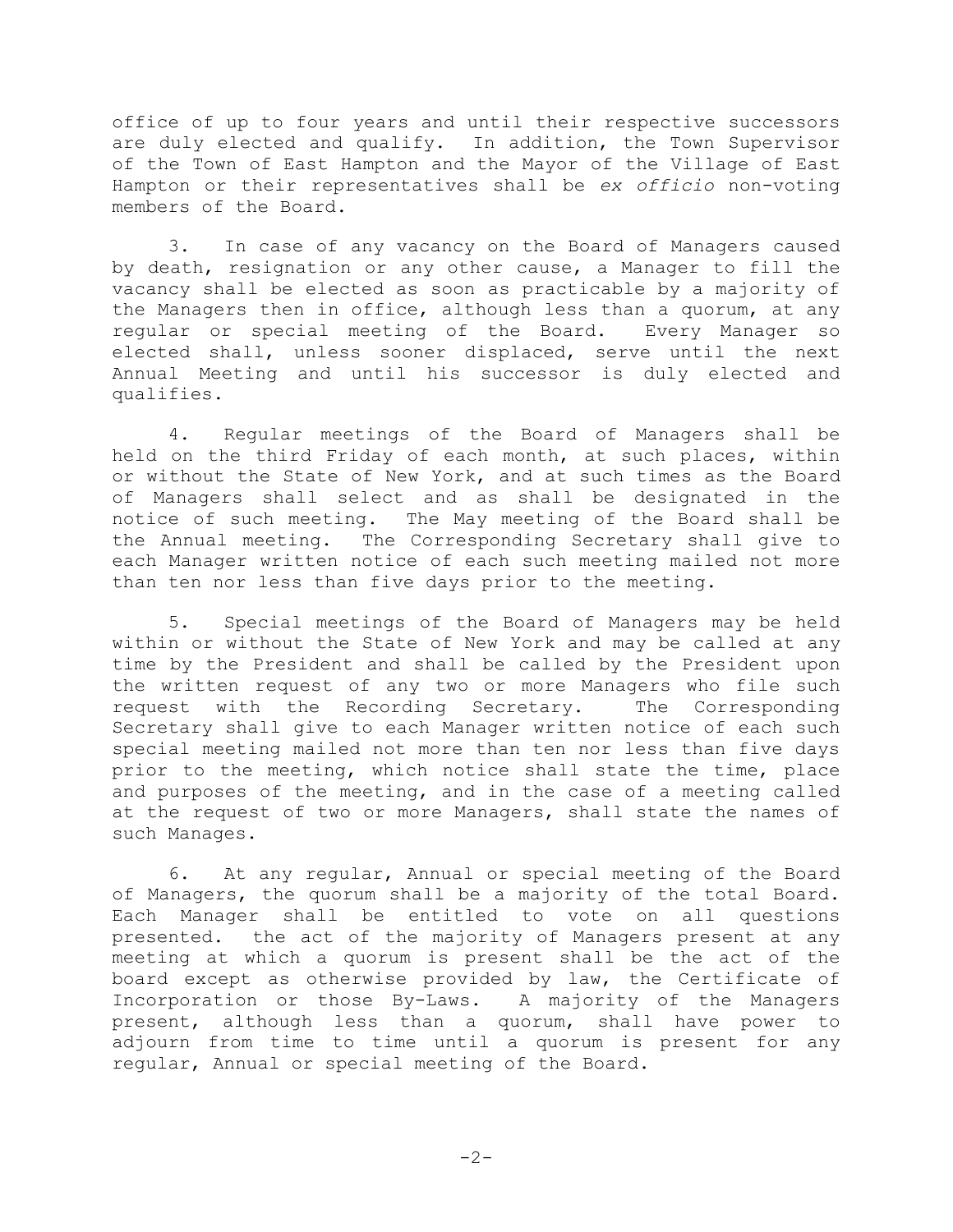office of up to four years and until their respective successors are duly elected and qualify. In addition, the Town Supervisor of the Town of East Hampton and the Mayor of the Village of East Hampton or their representatives shall be *ex officio* non-voting members of the Board.

3. In case of any vacancy on the Board of Managers caused by death, resignation or any other cause, a Manager to fill the vacancy shall be elected as soon as practicable by a majority of the Managers then in office, although less than a quorum, at any regular or special meeting of the Board. Every Manager so elected shall, unless sooner displaced, serve until the next Annual Meeting and until his successor is duly elected and qualifies.

4. Regular meetings of the Board of Managers shall be held on the third Friday of each month, at such places, within or without the State of New York, and at such times as the Board of Managers shall select and as shall be designated in the notice of such meeting. The May meeting of the Board shall be the Annual meeting. The Corresponding Secretary shall give to each Manager written notice of each such meeting mailed not more than ten nor less than five days prior to the meeting.

5. Special meetings of the Board of Managers may be held within or without the State of New York and may be called at any time by the President and shall be called by the President upon the written request of any two or more Managers who file such request with the Recording Secretary. The Corresponding Secretary shall give to each Manager written notice of each such special meeting mailed not more than ten nor less than five days prior to the meeting, which notice shall state the time, place and purposes of the meeting, and in the case of a meeting called at the request of two or more Managers, shall state the names of such Manages.

6. At any regular, Annual or special meeting of the Board of Managers, the quorum shall be a majority of the total Board. Each Manager shall be entitled to vote on all questions presented. the act of the majority of Managers present at any meeting at which a quorum is present shall be the act of the board except as otherwise provided by law, the Certificate of Incorporation or those By-Laws. A majority of the Managers present, although less than a quorum, shall have power to adjourn from time to time until a quorum is present for any regular, Annual or special meeting of the Board.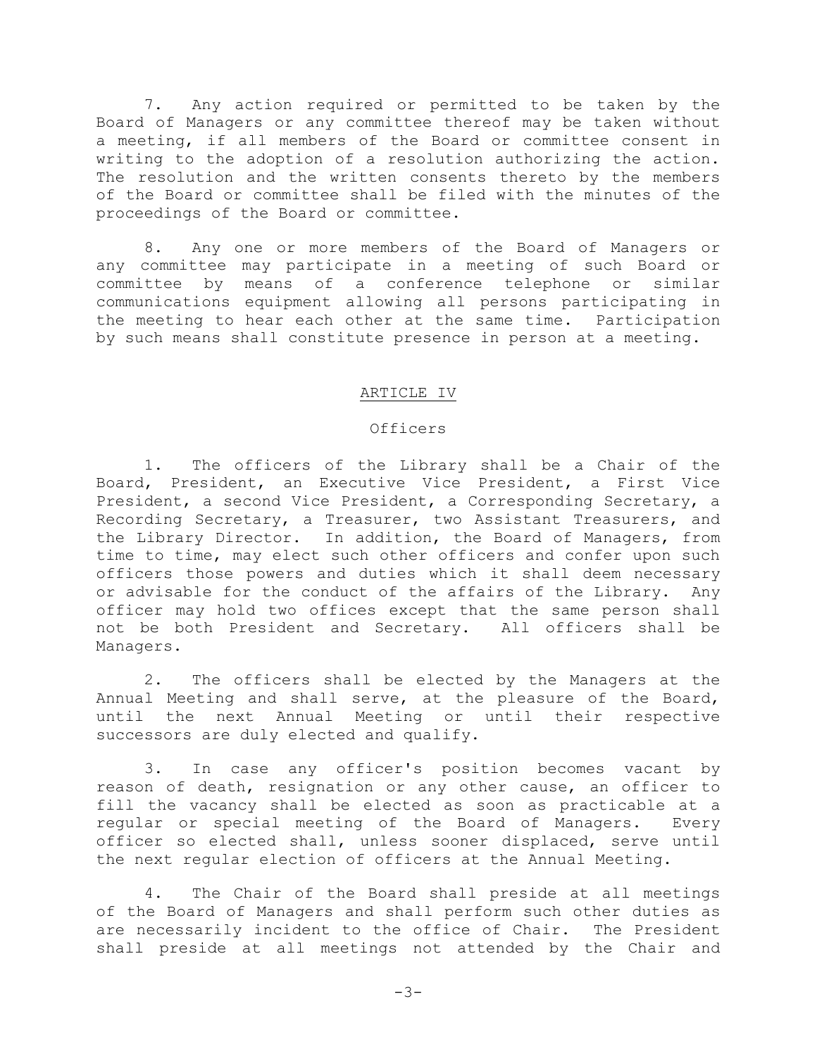7. Any action required or permitted to be taken by the Board of Managers or any committee thereof may be taken without a meeting, if all members of the Board or committee consent in writing to the adoption of a resolution authorizing the action. The resolution and the written consents thereto by the members of the Board or committee shall be filed with the minutes of the proceedings of the Board or committee.

8. Any one or more members of the Board of Managers or any committee may participate in a meeting of such Board or committee by means of a conference telephone or similar communications equipment allowing all persons participating in the meeting to hear each other at the same time. Participation by such means shall constitute presence in person at a meeting.

## ARTICLE IV

### Officers

1. The officers of the Library shall be a Chair of the Board, President, an Executive Vice President, a First Vice President, a second Vice President, a Corresponding Secretary, a Recording Secretary, a Treasurer, two Assistant Treasurers, and the Library Director. In addition, the Board of Managers, from time to time, may elect such other officers and confer upon such officers those powers and duties which it shall deem necessary or advisable for the conduct of the affairs of the Library. Any officer may hold two offices except that the same person shall not be both President and Secretary. All officers shall be Managers.

2. The officers shall be elected by the Managers at the Annual Meeting and shall serve, at the pleasure of the Board, until the next Annual Meeting or until their respective successors are duly elected and qualify.

3. In case any officer's position becomes vacant by reason of death, resignation or any other cause, an officer to fill the vacancy shall be elected as soon as practicable at a regular or special meeting of the Board of Managers. Every officer so elected shall, unless sooner displaced, serve until the next regular election of officers at the Annual Meeting.

4. The Chair of the Board shall preside at all meetings of the Board of Managers and shall perform such other duties as are necessarily incident to the office of Chair. The President shall preside at all meetings not attended by the Chair and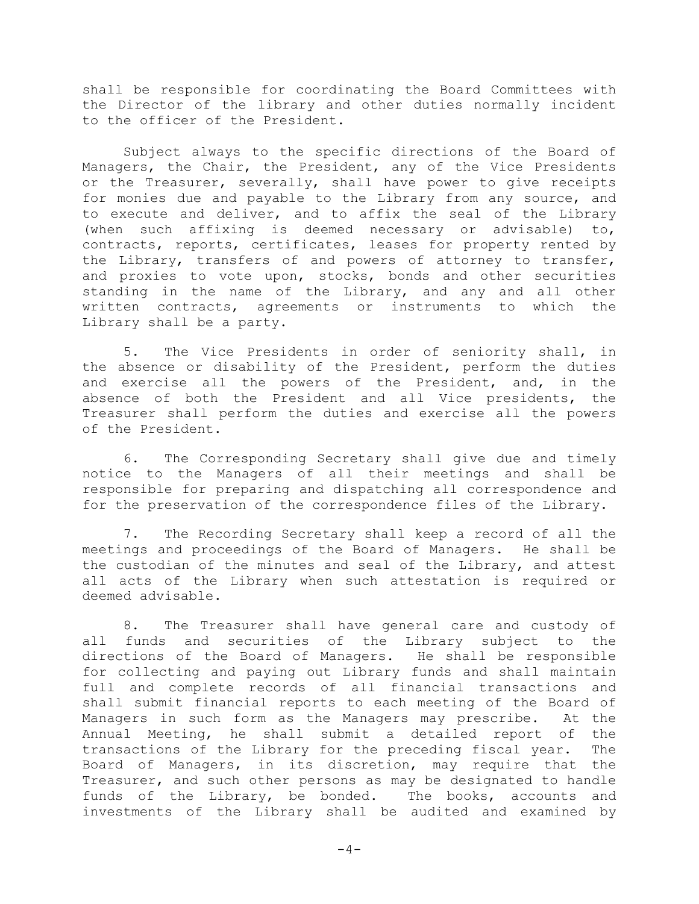shall be responsible for coordinating the Board Committees with the Director of the library and other duties normally incident to the officer of the President.

Subject always to the specific directions of the Board of Managers, the Chair, the President, any of the Vice Presidents or the Treasurer, severally, shall have power to give receipts for monies due and payable to the Library from any source, and to execute and deliver, and to affix the seal of the Library (when such affixing is deemed necessary or advisable) to, contracts, reports, certificates, leases for property rented by the Library, transfers of and powers of attorney to transfer, and proxies to vote upon, stocks, bonds and other securities standing in the name of the Library, and any and all other written contracts, agreements or instruments to which the Library shall be a party.

5. The Vice Presidents in order of seniority shall, in the absence or disability of the President, perform the duties and exercise all the powers of the President, and, in the absence of both the President and all Vice presidents, the Treasurer shall perform the duties and exercise all the powers of the President.

6. The Corresponding Secretary shall give due and timely notice to the Managers of all their meetings and shall be responsible for preparing and dispatching all correspondence and for the preservation of the correspondence files of the Library.

7. The Recording Secretary shall keep a record of all the meetings and proceedings of the Board of Managers. He shall be the custodian of the minutes and seal of the Library, and attest all acts of the Library when such attestation is required or deemed advisable.

8. The Treasurer shall have general care and custody of all funds and securities of the Library subject to the directions of the Board of Managers. He shall be responsible for collecting and paying out Library funds and shall maintain full and complete records of all financial transactions and shall submit financial reports to each meeting of the Board of Managers in such form as the Managers may prescribe. At the Annual Meeting, he shall submit a detailed report of the transactions of the Library for the preceding fiscal year. The Board of Managers, in its discretion, may require that the Treasurer, and such other persons as may be designated to handle funds of the Library, be bonded. The books, accounts and investments of the Library shall be audited and examined by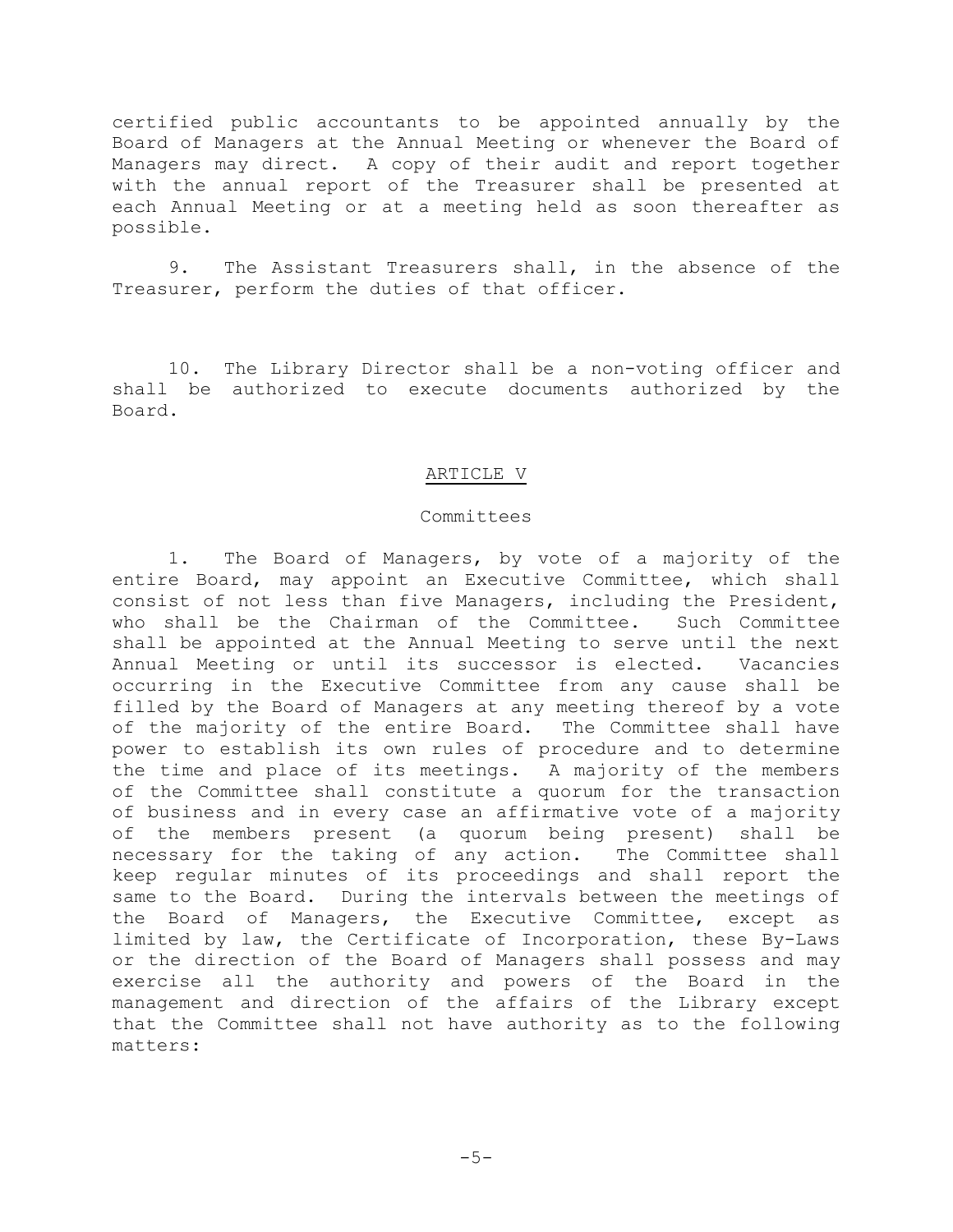certified public accountants to be appointed annually by the Board of Managers at the Annual Meeting or whenever the Board of Managers may direct. A copy of their audit and report together with the annual report of the Treasurer shall be presented at each Annual Meeting or at a meeting held as soon thereafter as possible.

9. The Assistant Treasurers shall, in the absence of the Treasurer, perform the duties of that officer.

10. The Library Director shall be a non-voting officer and shall be authorized to execute documents authorized by the Board.

## ARTICLE V

### Committees

1. The Board of Managers, by vote of a majority of the entire Board, may appoint an Executive Committee, which shall consist of not less than five Managers, including the President, who shall be the Chairman of the Committee. Such Committee shall be appointed at the Annual Meeting to serve until the next Annual Meeting or until its successor is elected. Vacancies occurring in the Executive Committee from any cause shall be filled by the Board of Managers at any meeting thereof by a vote of the majority of the entire Board. The Committee shall have power to establish its own rules of procedure and to determine the time and place of its meetings. A majority of the members of the Committee shall constitute a quorum for the transaction of business and in every case an affirmative vote of a majority of the members present (a quorum being present) shall be necessary for the taking of any action. The Committee shall keep regular minutes of its proceedings and shall report the same to the Board. During the intervals between the meetings of the Board of Managers, the Executive Committee, except as limited by law, the Certificate of Incorporation, these By-Laws or the direction of the Board of Managers shall possess and may exercise all the authority and powers of the Board in the management and direction of the affairs of the Library except that the Committee shall not have authority as to the following matters: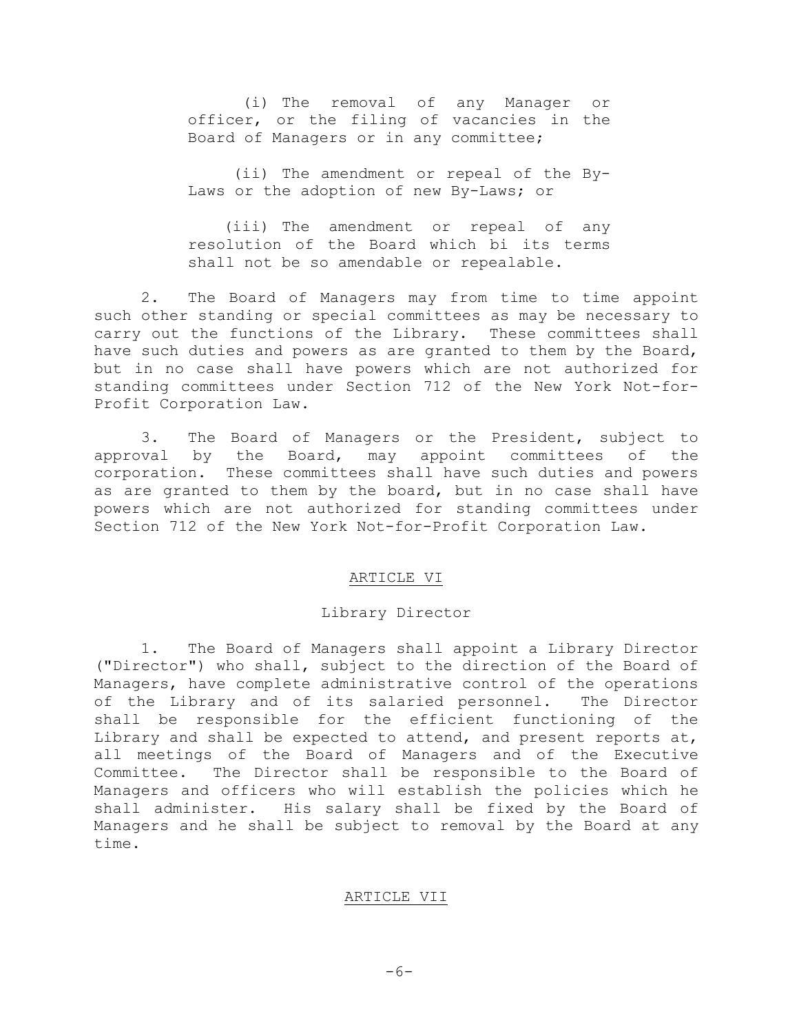(i) The removal of any Manager or officer, or the filing of vacancies in the Board of Managers or in any committee;

(ii) The amendment or repeal of the By-Laws or the adoption of new By-Laws; or

(iii) The amendment or repeal of any resolution of the Board which bi its terms shall not be so amendable or repealable.

2. The Board of Managers may from time to time appoint such other standing or special committees as may be necessary to carry out the functions of the Library. These committees shall have such duties and powers as are granted to them by the Board, but in no case shall have powers which are not authorized for standing committees under Section 712 of the New York Not-for-Profit Corporation Law.

3. The Board of Managers or the President, subject to approval by the Board, may appoint committees of the corporation. These committees shall have such duties and powers as are granted to them by the board, but in no case shall have powers which are not authorized for standing committees under Section 712 of the New York Not-for-Profit Corporation Law.

## ARTICLE VI

### Library Director

1. The Board of Managers shall appoint a Library Director ("Director") who shall, subject to the direction of the Board of Managers, have complete administrative control of the operations of the Library and of its salaried personnel. The Director shall be responsible for the efficient functioning of the Library and shall be expected to attend, and present reports at, all meetings of the Board of Managers and of the Executive Committee. The Director shall be responsible to the Board of Managers and officers who will establish the policies which he shall administer. His salary shall be fixed by the Board of Managers and he shall be subject to removal by the Board at any time.

## ARTICLE VII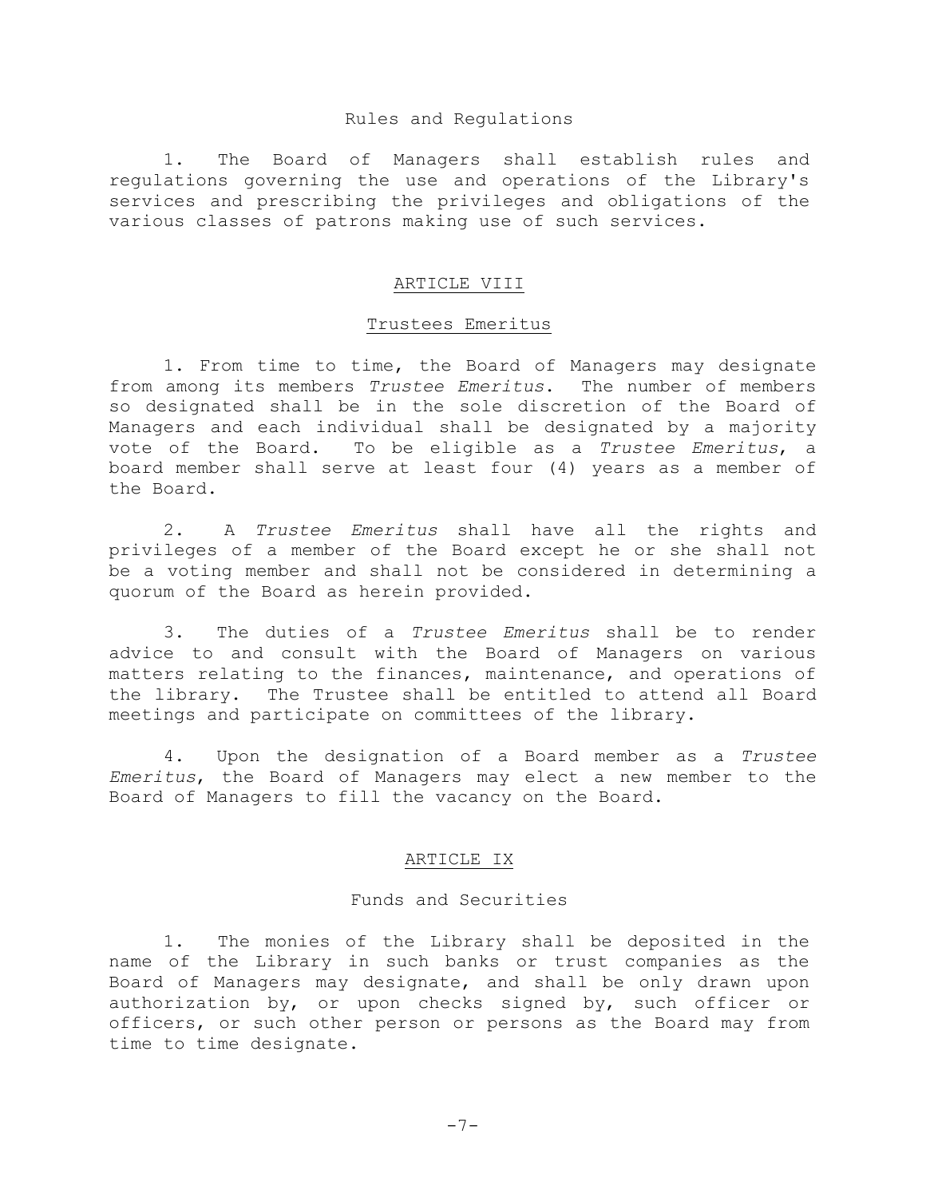### Rules and Regulations

1. The Board of Managers shall establish rules and regulations governing the use and operations of the Library's services and prescribing the privileges and obligations of the various classes of patrons making use of such services.

## ARTICLE VIII

### Trustees Emeritus

1. From time to time, the Board of Managers may designate from among its members *Trustee Emeritus*. The number of members so designated shall be in the sole discretion of the Board of Managers and each individual shall be designated by a majority vote of the Board. To be eligible as a *Trustee Emeritus*, a board member shall serve at least four (4) years as a member of the Board.

2. A *Trustee Emeritus* shall have all the rights and privileges of a member of the Board except he or she shall not be a voting member and shall not be considered in determining a quorum of the Board as herein provided.

3. The duties of a *Trustee Emeritus* shall be to render advice to and consult with the Board of Managers on various matters relating to the finances, maintenance, and operations of the library. The Trustee shall be entitled to attend all Board meetings and participate on committees of the library.

4. Upon the designation of a Board member as a *Trustee Emeritus*, the Board of Managers may elect a new member to the Board of Managers to fill the vacancy on the Board.

## ARTICLE IX

### Funds and Securities

1. The monies of the Library shall be deposited in the name of the Library in such banks or trust companies as the Board of Managers may designate, and shall be only drawn upon authorization by, or upon checks signed by, such officer or officers, or such other person or persons as the Board may from time to time designate.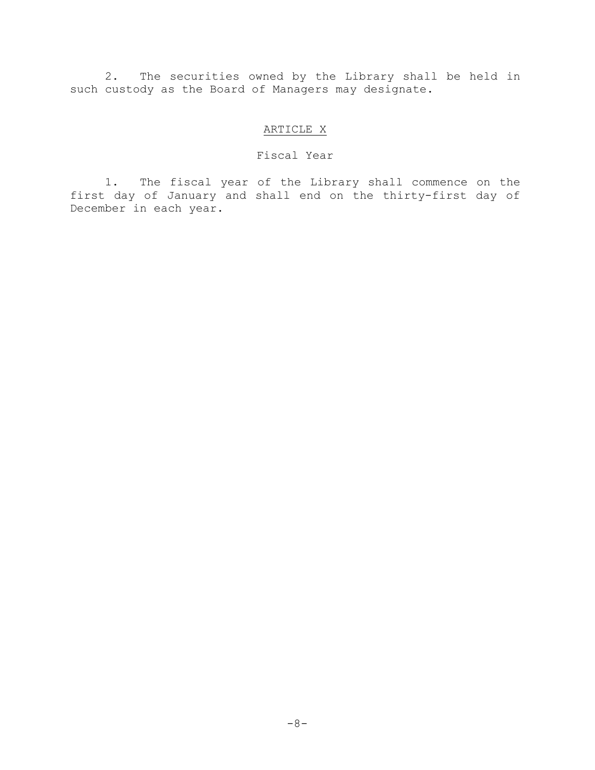2. The securities owned by the Library shall be held in such custody as the Board of Managers may designate.

## ARTICLE X

### Fiscal Year

1. The fiscal year of the Library shall commence on the first day of January and shall end on the thirty-first day of December in each year.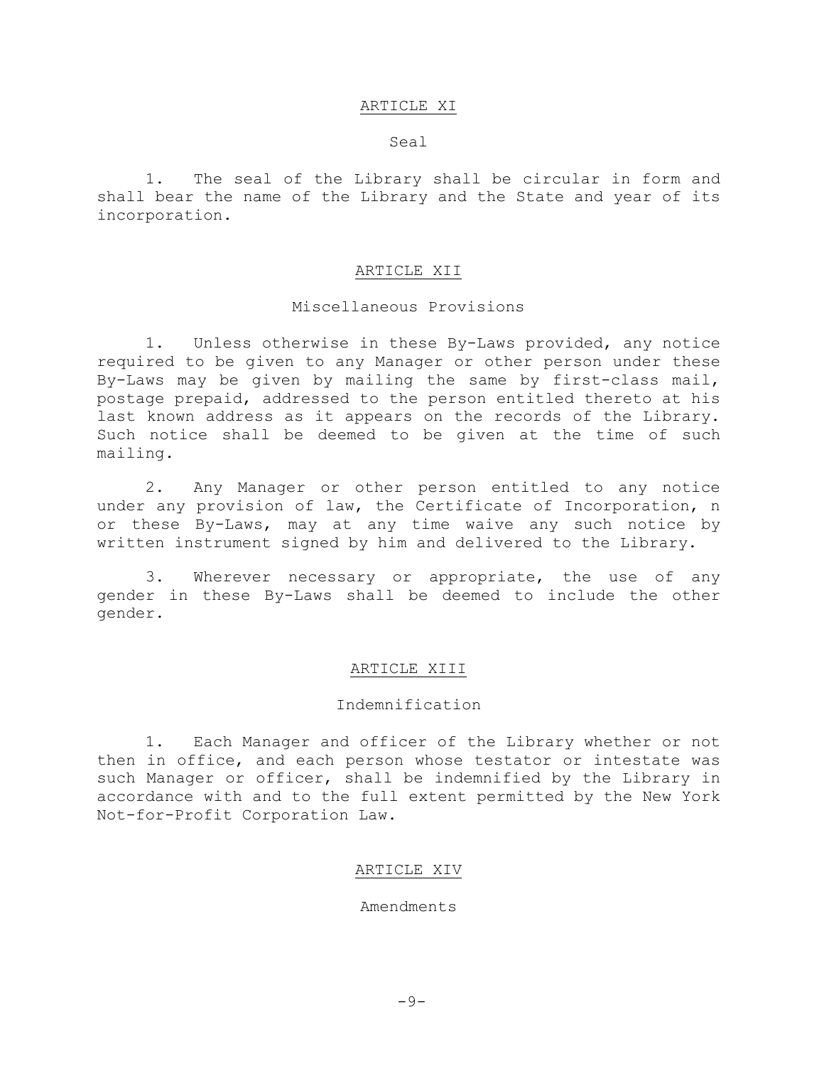## ARTICLE XI

### Seal

1. The seal of the Library shall be circular in form and shall bear the name of the Library and the State and year of its incorporation.

## ARTICLE XII

### Miscellaneous Provisions

1. Unless otherwise in these By-Laws provided, any notice required to be given to any Manager or other person under these By-Laws may be given by mailing the same by first-class mail, postage prepaid, addressed to the person entitled thereto at his last known address as it appears on the records of the Library. Such notice shall be deemed to be given at the time of such mailing.

2. Any Manager or other person entitled to any notice under any provision of law, the Certificate of Incorporation, n or these By-Laws, may at any time waive any such notice by written instrument signed by him and delivered to the Library.

3. Wherever necessary or appropriate, the use of any gender in these By-Laws shall be deemed to include the other gender.

## ARTICLE XIII

### Indemnification

1. Each Manager and officer of the Library whether or not then in office, and each person whose testator or intestate was such Manager or officer, shall be indemnified by the Library in accordance with and to the full extent permitted by the New York Not-for-Profit Corporation Law.

## ARTICLE XIV

### Amendments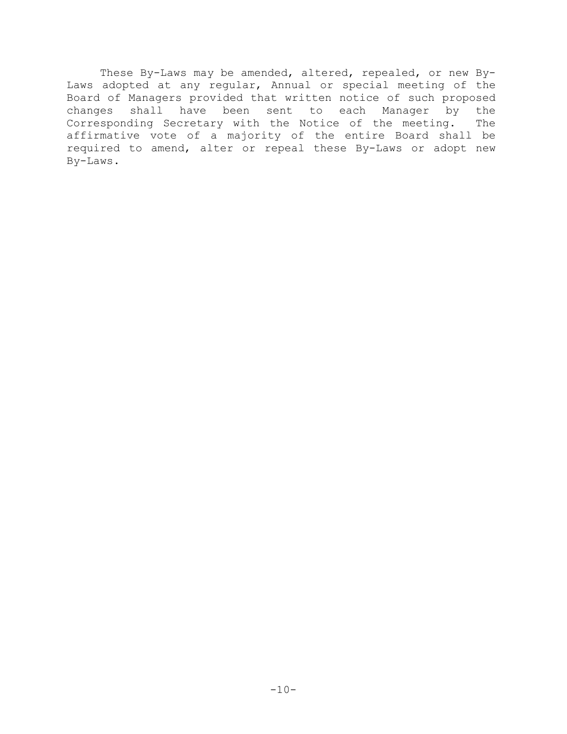These By-Laws may be amended, altered, repealed, or new By-Laws adopted at any regular, Annual or special meeting of the Board of Managers provided that written notice of such proposed changes shall have been sent to each Manager by the Corresponding Secretary with the Notice of the meeting. The affirmative vote of a majority of the entire Board shall be required to amend, alter or repeal these By-Laws or adopt new By-Laws.